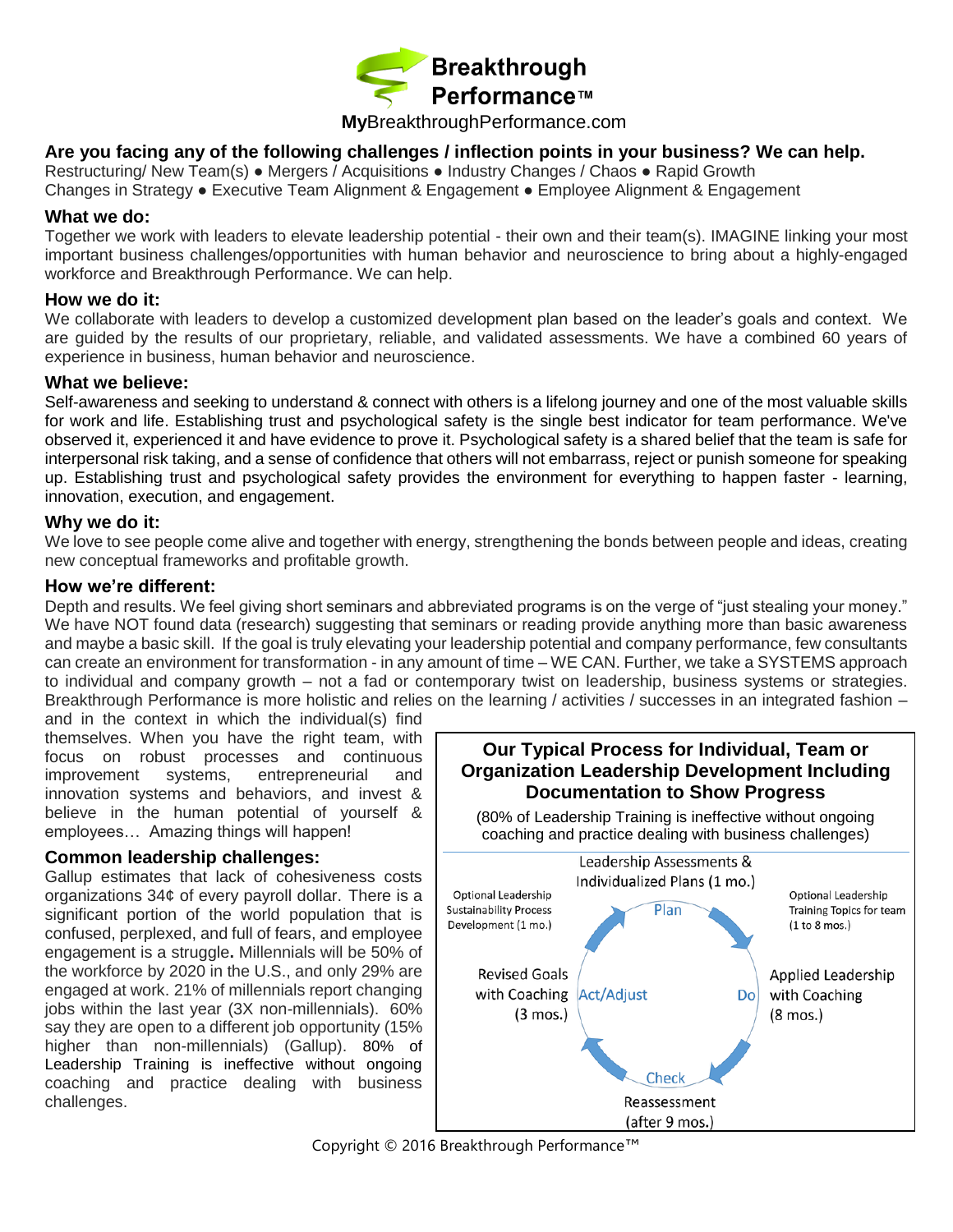# Breakthrough Performance™

**My**BreakthroughPerformance.com

### Are you facing any of the following challenges / inflection points in your business? We can help.

Restructuring/ New Team(s) ● Mergers / Acquisitions ● Industry Changes / Chaos ● Rapid Growth
Changes in Strategy ● Executive Team Alignment & Engagement ● Employee Alignment & Engagement

### What we do:

Together we work with leaders to elevate leadership potential - their own and their team(s). IMAGINE linking your most important business challenges/opportunities with human behavior and neuroscience to bring about a highly-engaged workforce and Breakthrough Performance. We can help.

### How we do it:

We collaborate with leaders to develop a customized development plan based on the leader's goals and context. We are guided by the results of our proprietary, reliable, and validated assessments. We have a combined 60 years of experience in business, human behavior and neuroscience.

### What we believe:

Self-awareness and seeking to understand & connect with others is a lifelong journey and one of the most valuable skills for work and life. Establishing trust and psychological safety is the single best indicator for team performance. We've observed it, experienced it and have evidence to prove it. Psychological safety is a shared belief that the team is safe for interpersonal risk taking, and a sense of confidence that others will not embarrass, reject or punish someone for speaking up. Establishing trust and psychological safety provides the environment for everything to happen faster - learning, innovation, execution, and engagement.

### Why we do it:

We love to see people come alive and together with energy, strengthening the bonds between people and ideas, creating new conceptual frameworks and profitable growth.

### How we're different:

Depth and results. We feel giving short seminars and abbreviated programs is on the verge of "just stealing your money." We have NOT found data (research) suggesting that seminars or reading provide anything more than basic awareness and maybe a basic skill. If the goal is truly elevating your leadership potential and company performance, few consultants can create an environment for transformation - in any amount of time – WE CAN. Further, we take a SYSTEMS approach to individual and company growth – not a fad or contemporary twist on leadership, business systems or strategies. Breakthrough Performance is more holistic and relies on the learning / activities / successes in an integrated fashion – and in the context in which the individual(s) find themselves. When you have the right team, with focus on robust processes and continuous improvement systems, entrepreneurial and innovation systems and behaviors, and invest & believe in the human potential of yourself & employees… Amazing things will happen!

### Common leadership challenges:

Gallup estimates that lack of cohesiveness costs organizations 34¢ of every payroll dollar. There is a significant portion of the world population that is confused, perplexed, and full of fears, and employee engagement is a struggle**.** Millennials will be 50% of the workforce by 2020 in the U.S., and only 29% are engaged at work. 21% of millennials report changing jobs within the last year (3X non-millennials). 60% say they are open to a different job opportunity (15% higher than non-millennials) (Gallup). 80% of Leadership Training is ineffective without ongoing coaching and practice dealing with business challenges.

### Our Typical Process for Individual, Team or Organization Leadership Development Including Documentation to Show Progress

(80% of Leadership Training is ineffective without ongoing coaching and practice dealing with business challenges)

- **Plan:** Leadership Assessments & Individualized Plans (1 mo.)
- **Do:** Applied Leadership with Coaching (8 mos.)
- **Check:** Reassessment (after 9 mos.)
- **Act/Adjust:** Revised Goals with Coaching (3 mos.)

Optional Leadership Training Topics for team (1 to 8 mos.)

Optional Leadership Sustainability Process Development (1 mo.)

Copyright © 2016 Breakthrough Performance™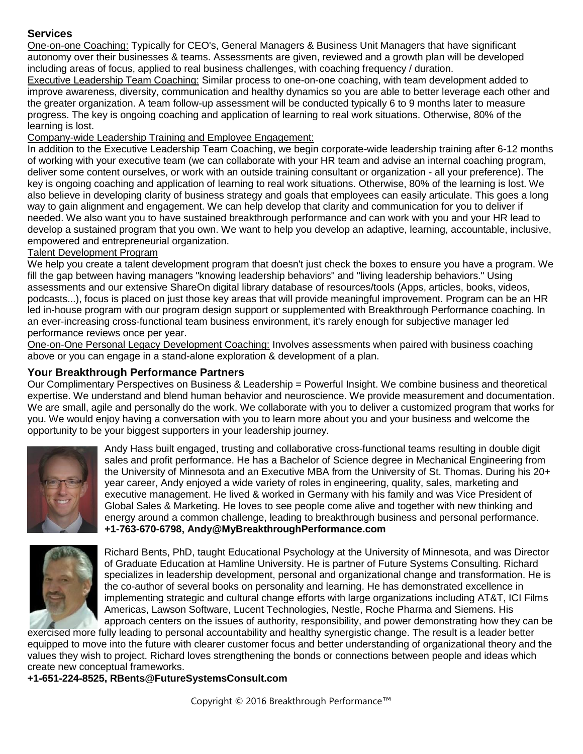## Services

One-on-one Coaching: Typically for CEO's, General Managers & Business Unit Managers that have significant autonomy over their businesses & teams. Assessments are given, reviewed and a growth plan will be developed including areas of focus, applied to real business challenges, with coaching frequency / duration.

Executive Leadership Team Coaching: Similar process to one-on-one coaching, with team development added to improve awareness, diversity, communication and healthy dynamics so you are able to better leverage each other and the greater organization. A team follow-up assessment will be conducted typically 6 to 9 months later to measure progress. The key is ongoing coaching and application of learning to real work situations. Otherwise, 80% of the learning is lost.

Company-wide Leadership Training and Employee Engagement:

In addition to the Executive Leadership Team Coaching, we begin corporate-wide leadership training after 6-12 months of working with your executive team (we can collaborate with your HR team and advise an internal coaching program, deliver some content ourselves, or work with an outside training consultant or organization - all your preference). The key is ongoing coaching and application of learning to real work situations. Otherwise, 80% of the learning is lost. We also believe in developing clarity of business strategy and goals that employees can easily articulate. This goes a long way to gain alignment and engagement. We can help develop that clarity and communication for you to deliver if needed. We also want you to have sustained breakthrough performance and can work with you and your HR lead to develop a sustained program that you own. We want to help you develop an adaptive, learning, accountable, inclusive, empowered and entrepreneurial organization.

Talent Development Program

We help you create a talent development program that doesn't just check the boxes to ensure you have a program. We fill the gap between having managers "knowing leadership behaviors" and "living leadership behaviors." Using assessments and our extensive ShareOn digital library database of resources/tools (Apps, articles, books, videos, podcasts...), focus is placed on just those key areas that will provide meaningful improvement. Program can be an HR led in-house program with our program design support or supplemented with Breakthrough Performance coaching. In an ever-increasing cross-functional team business environment, it's rarely enough for subjective manager led performance reviews once per year.

One-on-One Personal Legacy Development Coaching: Involves assessments when paired with business coaching above or you can engage in a stand-alone exploration & development of a plan.

## Your Breakthrough Performance Partners

Our Complimentary Perspectives on Business & Leadership = Powerful Insight. We combine business and theoretical expertise. We understand and blend human behavior and neuroscience. We provide measurement and documentation. We are small, agile and personally do the work. We collaborate with you to deliver a customized program that works for you. We would enjoy having a conversation with you to learn more about you and your business and welcome the opportunity to be your biggest supporters in your leadership journey.

Andy Hass built engaged, trusting and collaborative cross-functional teams resulting in double digit sales and profit performance. He has a Bachelor of Science degree in Mechanical Engineering from the University of Minnesota and an Executive MBA from the University of St. Thomas. During his 20+ year career, Andy enjoyed a wide variety of roles in engineering, quality, sales, marketing and executive management. He lived & worked in Germany with his family and was Vice President of Global Sales & Marketing. He loves to see people come alive and together with new thinking and energy around a common challenge, leading to breakthrough business and personal performance.
**+1-763-670-6798, Andy@MyBreakthroughPerformance.com**

Richard Bents, PhD, taught Educational Psychology at the University of Minnesota, and was Director of Graduate Education at Hamline University. He is partner of Future Systems Consulting. Richard specializes in leadership development, personal and organizational change and transformation. He is the co-author of several books on personality and learning. He has demonstrated excellence in implementing strategic and cultural change efforts with large organizations including AT&T, ICI Films Americas, Lawson Software, Lucent Technologies, Nestle, Roche Pharma and Siemens. His approach centers on the issues of authority, responsibility, and power demonstrating how they can be exercised more fully leading to personal accountability and healthy synergistic change. The result is a leader better equipped to move into the future with clearer customer focus and better understanding of organizational theory and the values they wish to project. Richard loves strengthening the bonds or connections between people and ideas which create new conceptual frameworks.
**+1-651-224-8525, RBents@FutureSystemsConsult.com**

Copyright © 2016 Breakthrough Performance™